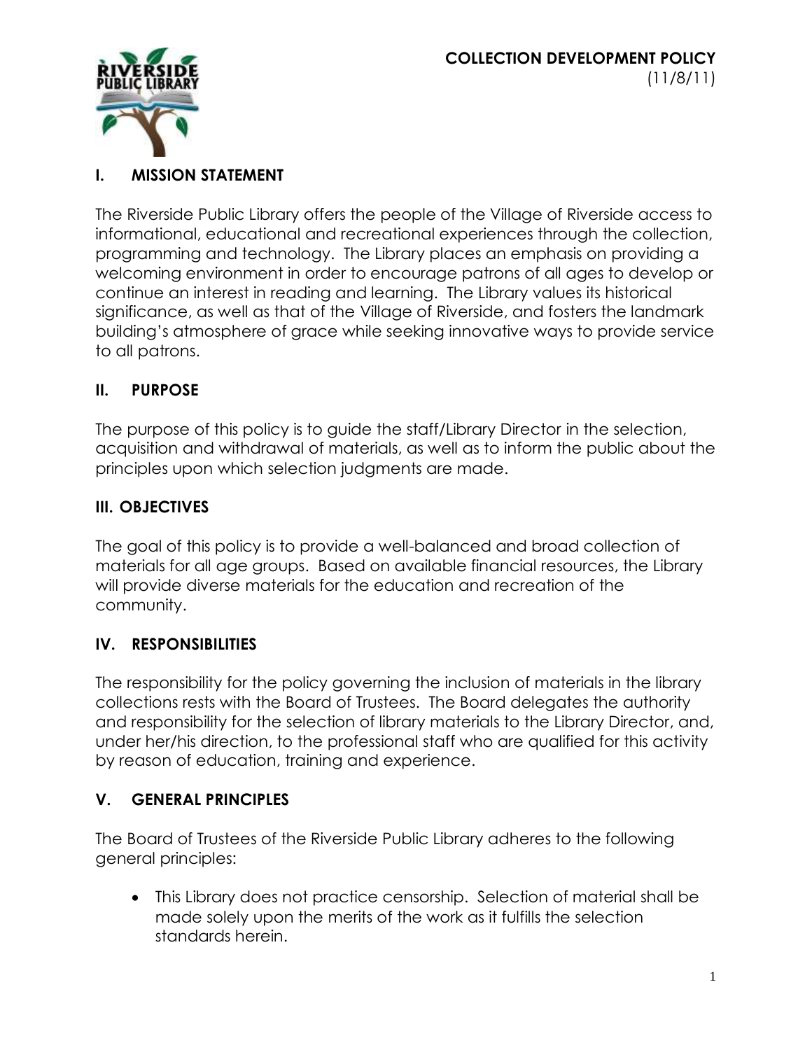# COLLECTION DEVELOPMENT POLICY

(11/8/11)

## I. MISSION STATEMENT

The Riverside Public Library offers the people of the Village of Riverside access to informational, educational and recreational experiences through the collection, programming and technology. The Library places an emphasis on providing a welcoming environment in order to encourage patrons of all ages to develop or continue an interest in reading and learning. The Library values its historical significance, as well as that of the Village of Riverside, and fosters the landmark building's atmosphere of grace while seeking innovative ways to provide service to all patrons.

## II. PURPOSE

The purpose of this policy is to guide the staff/Library Director in the selection, acquisition and withdrawal of materials, as well as to inform the public about the principles upon which selection judgments are made.

## III. OBJECTIVES

The goal of this policy is to provide a well-balanced and broad collection of materials for all age groups. Based on available financial resources, the Library will provide diverse materials for the education and recreation of the community.

## IV. RESPONSIBILITIES

The responsibility for the policy governing the inclusion of materials in the library collections rests with the Board of Trustees. The Board delegates the authority and responsibility for the selection of library materials to the Library Director, and, under her/his direction, to the professional staff who are qualified for this activity by reason of education, training and experience.

## V. GENERAL PRINCIPLES

The Board of Trustees of the Riverside Public Library adheres to the following general principles:

- This Library does not practice censorship. Selection of material shall be made solely upon the merits of the work as it fulfills the selection standards herein.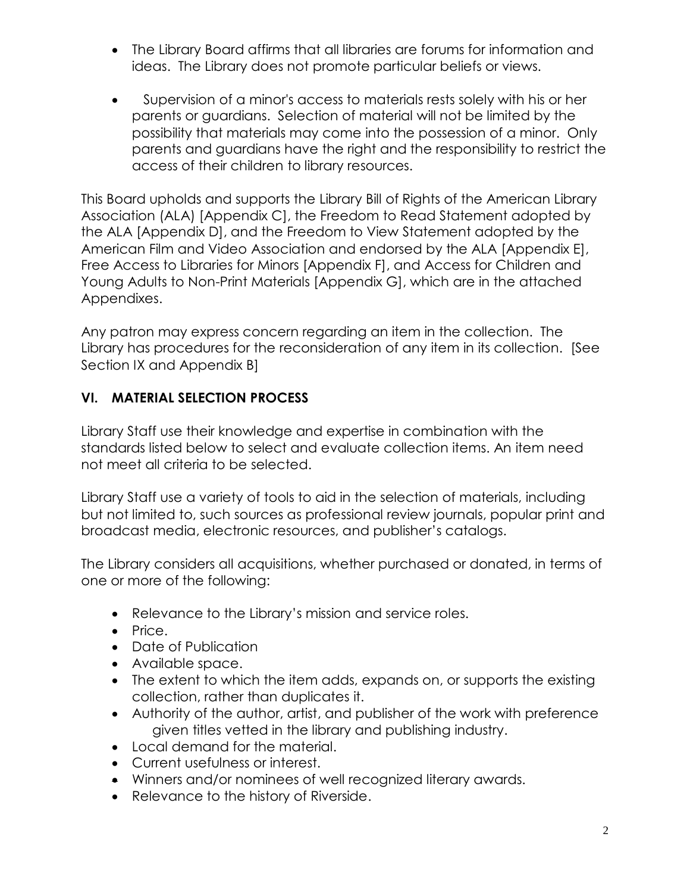- The Library Board affirms that all libraries are forums for information and ideas. The Library does not promote particular beliefs or views.
- Supervision of a minor's access to materials rests solely with his or her parents or guardians. Selection of material will not be limited by the possibility that materials may come into the possession of a minor. Only parents and guardians have the right and the responsibility to restrict the access of their children to library resources.

This Board upholds and supports the Library Bill of Rights of the American Library Association (ALA) [Appendix C], the Freedom to Read Statement adopted by the ALA [Appendix D], and the Freedom to View Statement adopted by the American Film and Video Association and endorsed by the ALA [Appendix E], Free Access to Libraries for Minors [Appendix F], and Access for Children and Young Adults to Non-Print Materials [Appendix G], which are in the attached Appendixes.

Any patron may express concern regarding an item in the collection. The Library has procedures for the reconsideration of any item in its collection. [See Section IX and Appendix B]

## VI. MATERIAL SELECTION PROCESS

Library Staff use their knowledge and expertise in combination with the standards listed below to select and evaluate collection items. An item need not meet all criteria to be selected.

Library Staff use a variety of tools to aid in the selection of materials, including but not limited to, such sources as professional review journals, popular print and broadcast media, electronic resources, and publisher's catalogs.

The Library considers all acquisitions, whether purchased or donated, in terms of one or more of the following:

- Relevance to the Library's mission and service roles.
- Price.
- Date of Publication
- Available space.
- The extent to which the item adds, expands on, or supports the existing collection, rather than duplicates it.
- Authority of the author, artist, and publisher of the work with preference given titles vetted in the library and publishing industry.
- Local demand for the material.
- Current usefulness or interest.
- Winners and/or nominees of well recognized literary awards.
- Relevance to the history of Riverside.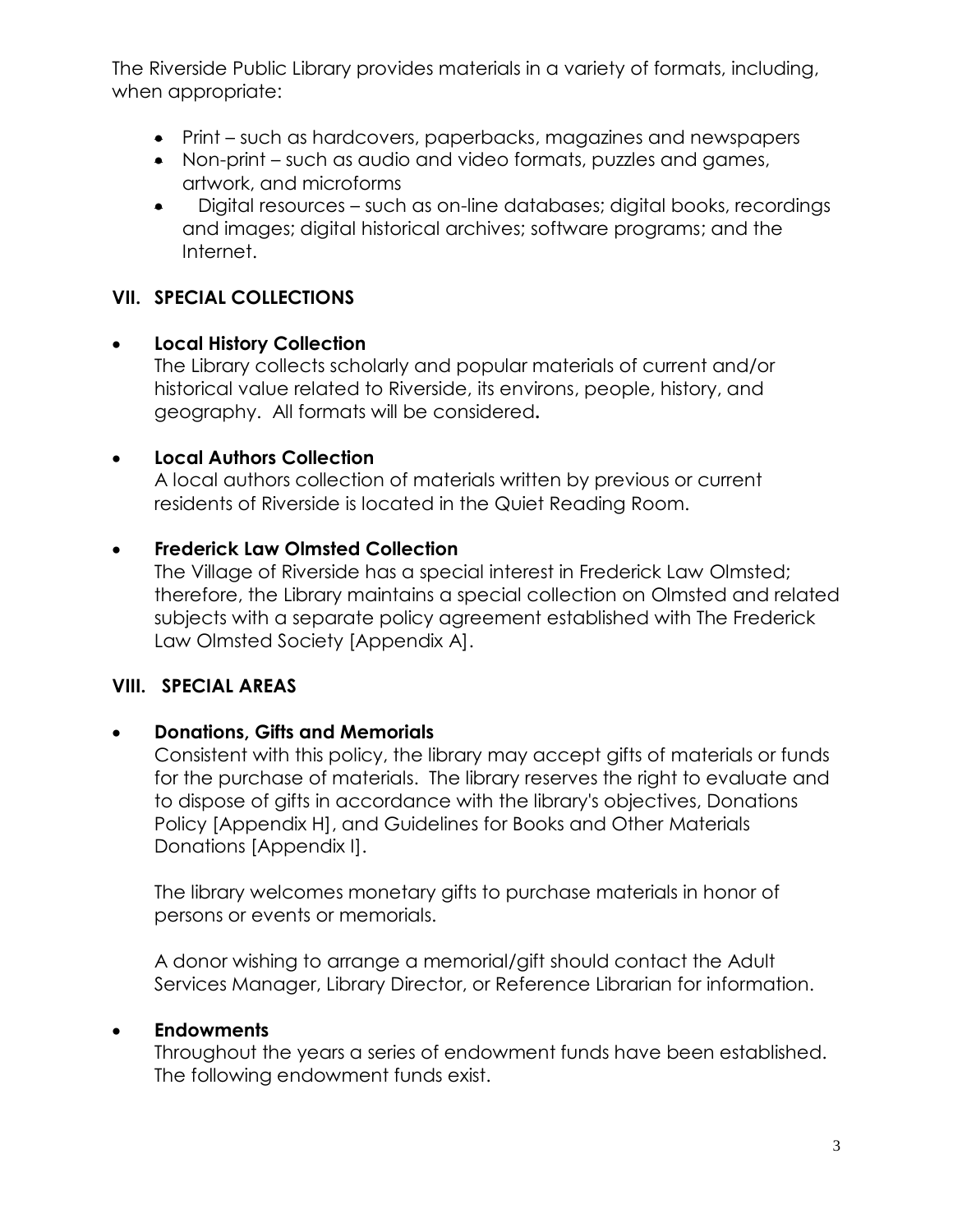The Riverside Public Library provides materials in a variety of formats, including, when appropriate:

- Print – such as hardcovers, paperbacks, magazines and newspapers
- Non-print – such as audio and video formats, puzzles and games, artwork, and microforms
- Digital resources – such as on-line databases; digital books, recordings and images; digital historical archives; software programs; and the Internet.

## VII. SPECIAL COLLECTIONS

- **Local History Collection**
  The Library collects scholarly and popular materials of current and/or historical value related to Riverside, its environs, people, history, and geography. All formats will be considered**.**

- **Local Authors Collection**
  A local authors collection of materials written by previous or current residents of Riverside is located in the Quiet Reading Room.

- **Frederick Law Olmsted Collection**
  The Village of Riverside has a special interest in Frederick Law Olmsted; therefore, the Library maintains a special collection on Olmsted and related subjects with a separate policy agreement established with The Frederick Law Olmsted Society [Appendix A].

## VIII. SPECIAL AREAS

- **Donations, Gifts and Memorials**
  Consistent with this policy, the library may accept gifts of materials or funds for the purchase of materials. The library reserves the right to evaluate and to dispose of gifts in accordance with the library's objectives, Donations Policy [Appendix H], and Guidelines for Books and Other Materials Donations [Appendix I].

  The library welcomes monetary gifts to purchase materials in honor of persons or events or memorials.

  A donor wishing to arrange a memorial/gift should contact the Adult Services Manager, Library Director, or Reference Librarian for information.

- **Endowments**
  Throughout the years a series of endowment funds have been established. The following endowment funds exist.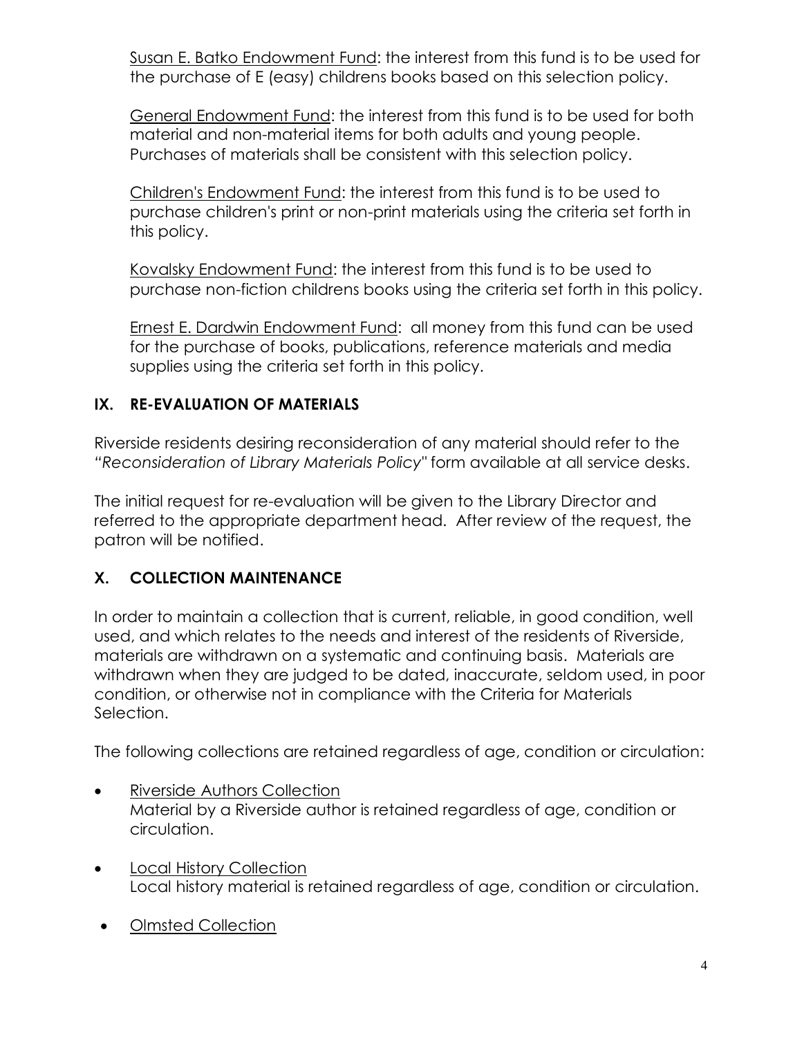Susan E. Batko Endowment Fund: the interest from this fund is to be used for the purchase of E (easy) childrens books based on this selection policy.

General Endowment Fund: the interest from this fund is to be used for both material and non-material items for both adults and young people. Purchases of materials shall be consistent with this selection policy.

Children's Endowment Fund: the interest from this fund is to be used to purchase children's print or non-print materials using the criteria set forth in this policy.

Kovalsky Endowment Fund: the interest from this fund is to be used to purchase non-fiction childrens books using the criteria set forth in this policy.

Ernest E. Dardwin Endowment Fund: all money from this fund can be used for the purchase of books, publications, reference materials and media supplies using the criteria set forth in this policy.

## IX. RE-EVALUATION OF MATERIALS

Riverside residents desiring reconsideration of any material should refer to the "*Reconsideration of Library Materials Policy*" form available at all service desks.

The initial request for re-evaluation will be given to the Library Director and referred to the appropriate department head. After review of the request, the patron will be notified.

## X. COLLECTION MAINTENANCE

In order to maintain a collection that is current, reliable, in good condition, well used, and which relates to the needs and interest of the residents of Riverside, materials are withdrawn on a systematic and continuing basis. Materials are withdrawn when they are judged to be dated, inaccurate, seldom used, in poor condition, or otherwise not in compliance with the Criteria for Materials Selection.

The following collections are retained regardless of age, condition or circulation:

- Riverside Authors Collection
  Material by a Riverside author is retained regardless of age, condition or circulation.
- Local History Collection
  Local history material is retained regardless of age, condition or circulation.
- Olmsted Collection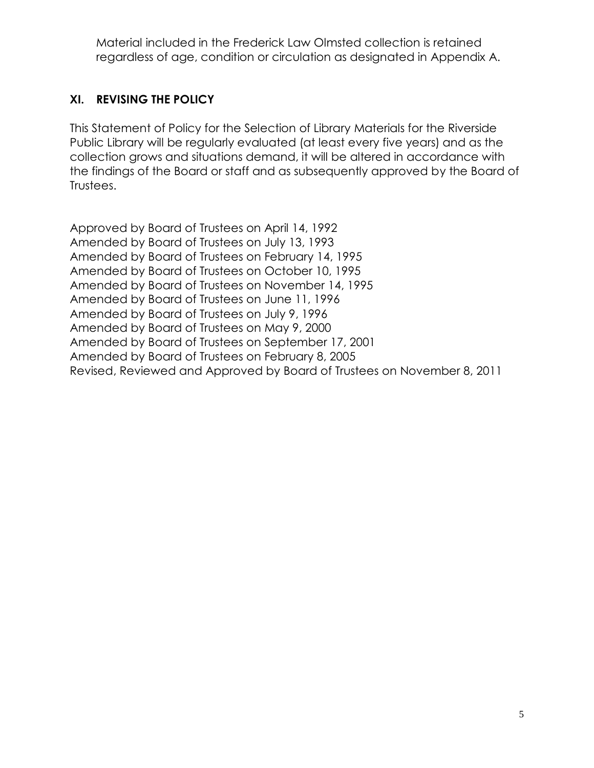Material included in the Frederick Law Olmsted collection is retained regardless of age, condition or circulation as designated in Appendix A.

## XI. REVISING THE POLICY

This Statement of Policy for the Selection of Library Materials for the Riverside Public Library will be regularly evaluated (at least every five years) and as the collection grows and situations demand, it will be altered in accordance with the findings of the Board or staff and as subsequently approved by the Board of Trustees.

Approved by Board of Trustees on April 14, 1992
Amended by Board of Trustees on July 13, 1993
Amended by Board of Trustees on February 14, 1995
Amended by Board of Trustees on October 10, 1995
Amended by Board of Trustees on November 14, 1995
Amended by Board of Trustees on June 11, 1996
Amended by Board of Trustees on July 9, 1996
Amended by Board of Trustees on May 9, 2000
Amended by Board of Trustees on September 17, 2001
Amended by Board of Trustees on February 8, 2005
Revised, Reviewed and Approved by Board of Trustees on November 8, 2011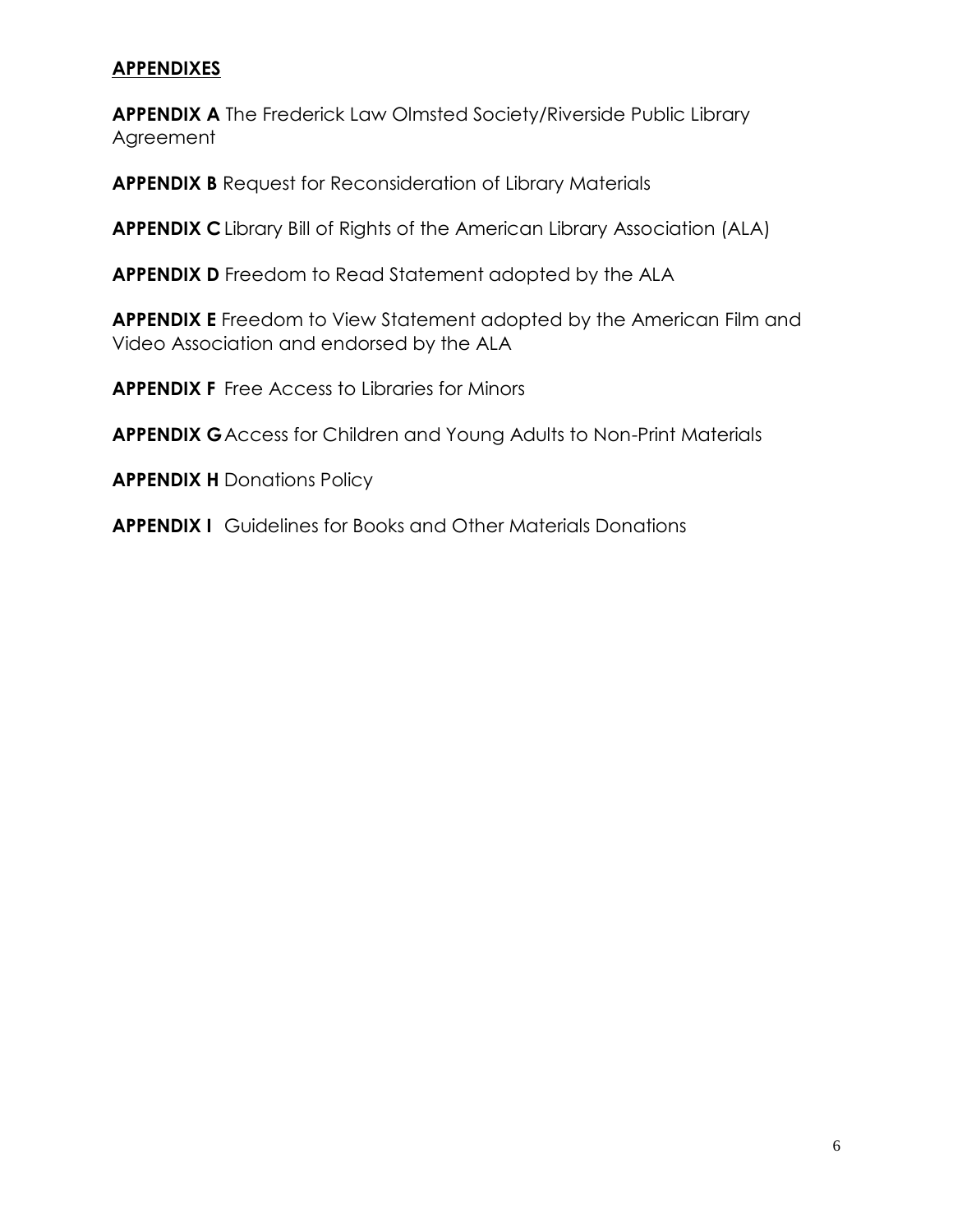## APPENDIXES

**APPENDIX A** The Frederick Law Olmsted Society/Riverside Public Library Agreement

**APPENDIX B** Request for Reconsideration of Library Materials

**APPENDIX C** Library Bill of Rights of the American Library Association (ALA)

**APPENDIX D** Freedom to Read Statement adopted by the ALA

**APPENDIX E** Freedom to View Statement adopted by the American Film and Video Association and endorsed by the ALA

**APPENDIX F** Free Access to Libraries for Minors

**APPENDIX G** Access for Children and Young Adults to Non-Print Materials

**APPENDIX H** Donations Policy

**APPENDIX I** Guidelines for Books and Other Materials Donations